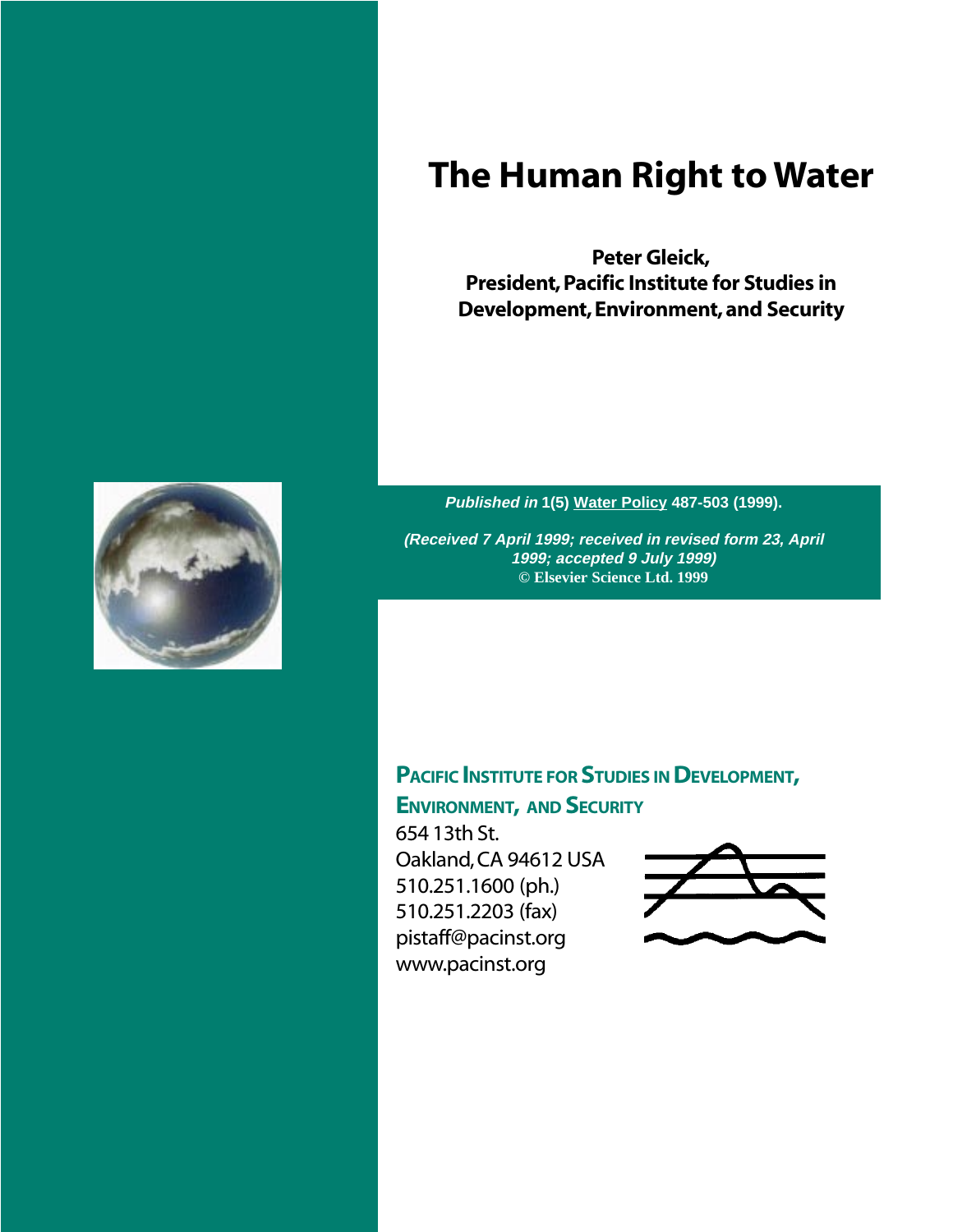# The Human Right to Water

**Peter Gleick,**
**President, Pacific Institute for Studies in Development, Environment, and Security**

***Published in*** **1(5) Water Policy 487-503 (1999).**

***(Received 7 April 1999; received in revised form 23, April 1999; accepted 9 July 1999)***
**© Elsevier Science Ltd. 1999**

**PACIFIC INSTITUTE FOR STUDIES IN DEVELOPMENT, ENVIRONMENT, AND SECURITY**

654 13th St.
Oakland, CA 94612 USA
510.251.1600 (ph.)
510.251.2203 (fax)
pistaff@pacinst.org
www.pacinst.org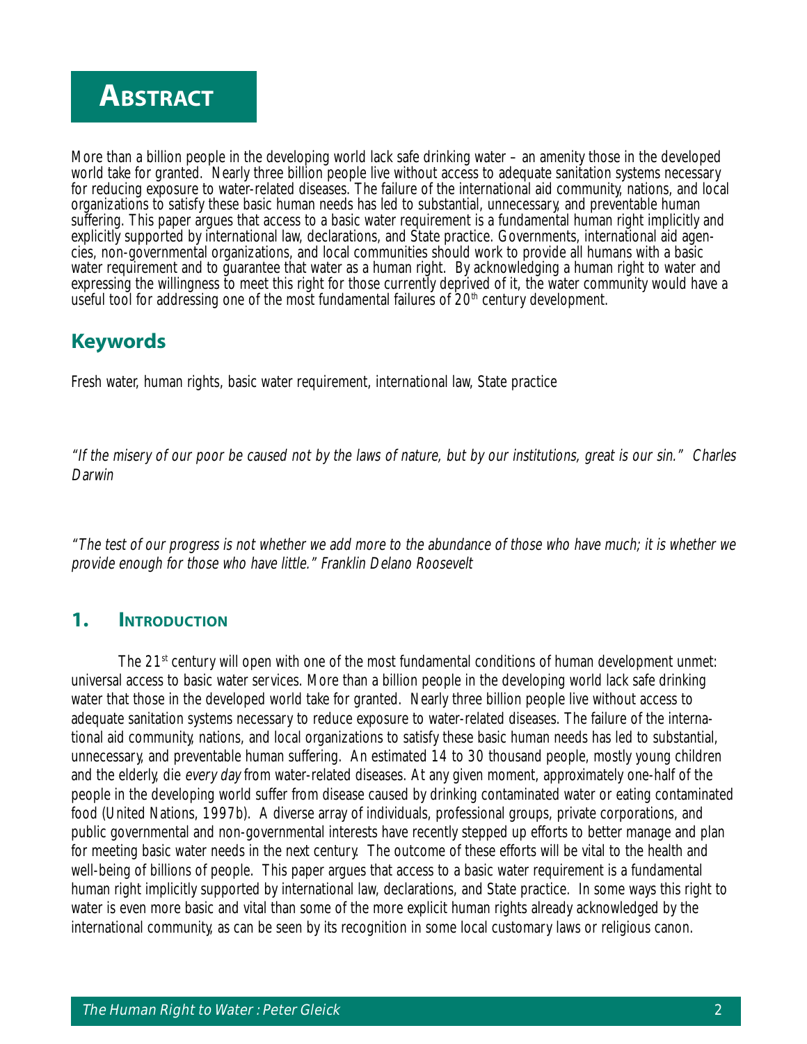# Abstract

More than a billion people in the developing world lack safe drinking water – an amenity those in the developed world take for granted. Nearly three billion people live without access to adequate sanitation systems necessary for reducing exposure to water-related diseases. The failure of the international aid community, nations, and local organizations to satisfy these basic human needs has led to substantial, unnecessary, and preventable human suffering. This paper argues that access to a basic water requirement is a fundamental human right implicitly and explicitly supported by international law, declarations, and State practice. Governments, international aid agencies, non-governmental organizations, and local communities should work to provide all humans with a basic water requirement and to guarantee that water as a human right. By acknowledging a human right to water and expressing the willingness to meet this right for those currently deprived of it, the water community would have a useful tool for addressing one of the most fundamental failures of 20th century development.

## Keywords

Fresh water, human rights, basic water requirement, international law, State practice

*"If the misery of our poor be caused not by the laws of nature, but by our institutions, great is our sin." Charles Darwin*

*"The test of our progress is not whether we add more to the abundance of those who have much; it is whether we provide enough for those who have little." Franklin Delano Roosevelt*

## 1. Introduction

The 21st century will open with one of the most fundamental conditions of human development unmet: universal access to basic water services. More than a billion people in the developing world lack safe drinking water that those in the developed world take for granted. Nearly three billion people live without access to adequate sanitation systems necessary to reduce exposure to water-related diseases. The failure of the international aid community, nations, and local organizations to satisfy these basic human needs has led to substantial, unnecessary, and preventable human suffering. An estimated 14 to 30 thousand people, mostly young children and the elderly, die *every day* from water-related diseases. At any given moment, approximately one-half of the people in the developing world suffer from disease caused by drinking contaminated water or eating contaminated food (United Nations, 1997b). A diverse array of individuals, professional groups, private corporations, and public governmental and non-governmental interests have recently stepped up efforts to better manage and plan for meeting basic water needs in the next century. The outcome of these efforts will be vital to the health and well-being of billions of people. This paper argues that access to a basic water requirement is a fundamental human right implicitly supported by international law, declarations, and State practice. In some ways this right to water is even more basic and vital than some of the more explicit human rights already acknowledged by the international community, as can be seen by its recognition in some local customary laws or religious canon.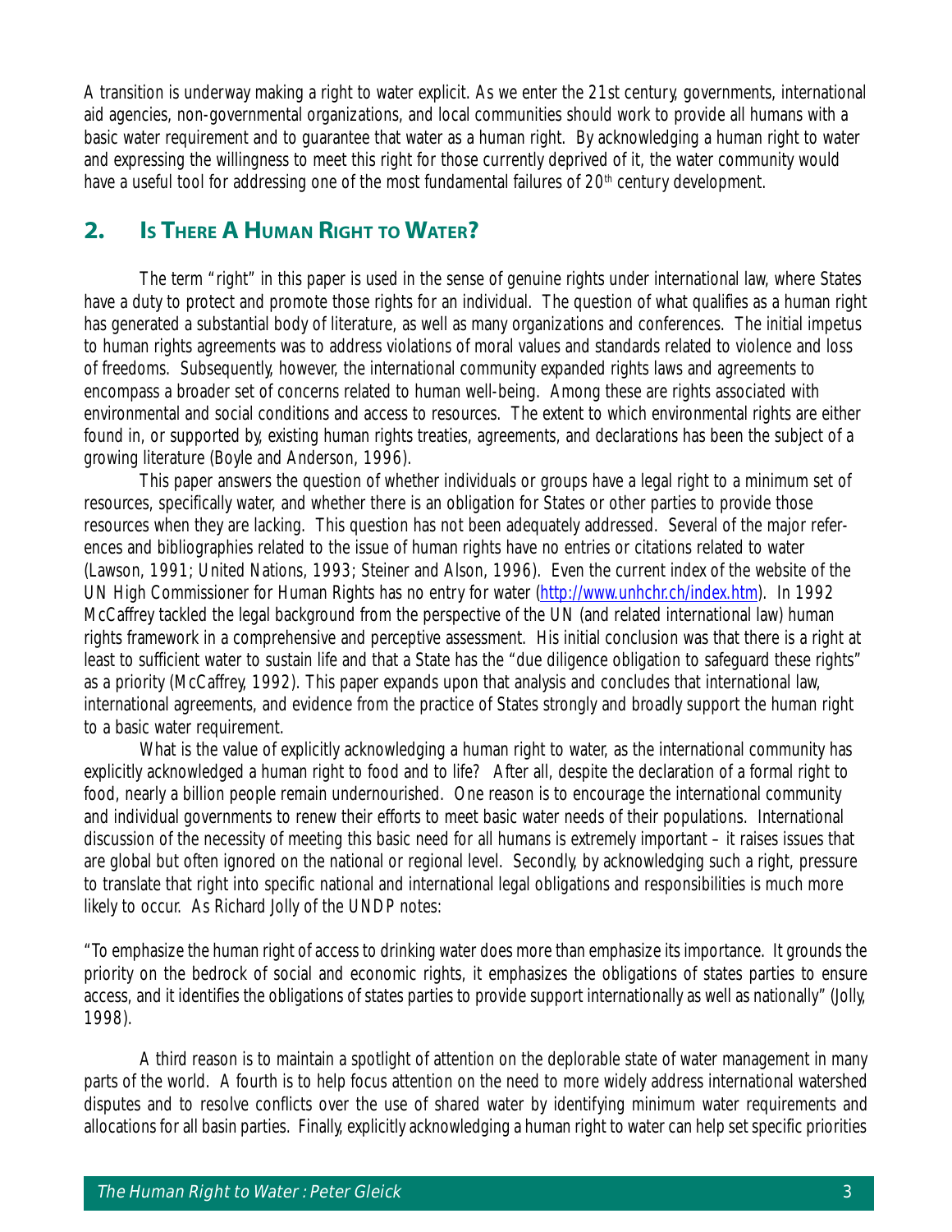A transition is underway making a right to water explicit. As we enter the 21st century, governments, international aid agencies, non-governmental organizations, and local communities should work to provide all humans with a basic water requirement and to guarantee that water as a human right. By acknowledging a human right to water and expressing the willingness to meet this right for those currently deprived of it, the water community would have a useful tool for addressing one of the most fundamental failures of 20th century development.

## 2. Is There A Human Right to Water?

The term "right" in this paper is used in the sense of genuine rights under international law, where States have a duty to protect and promote those rights for an individual. The question of what qualifies as a human right has generated a substantial body of literature, as well as many organizations and conferences. The initial impetus to human rights agreements was to address violations of moral values and standards related to violence and loss of freedoms. Subsequently, however, the international community expanded rights laws and agreements to encompass a broader set of concerns related to human well-being. Among these are rights associated with environmental and social conditions and access to resources. The extent to which environmental rights are either found in, or supported by, existing human rights treaties, agreements, and declarations has been the subject of a growing literature (Boyle and Anderson, 1996).

This paper answers the question of whether individuals or groups have a legal right to a minimum set of resources, specifically water, and whether there is an obligation for States or other parties to provide those resources when they are lacking. This question has not been adequately addressed. Several of the major references and bibliographies related to the issue of human rights have no entries or citations related to water (Lawson, 1991; United Nations, 1993; Steiner and Alson, 1996). Even the current index of the website of the UN High Commissioner for Human Rights has no entry for water (http://www.unhchr.ch/index.htm). In 1992 McCaffrey tackled the legal background from the perspective of the UN (and related international law) human rights framework in a comprehensive and perceptive assessment. His initial conclusion was that there is a right at least to sufficient water to sustain life and that a State has the "due diligence obligation to safeguard these rights" as a priority (McCaffrey, 1992). This paper expands upon that analysis and concludes that international law, international agreements, and evidence from the practice of States strongly and broadly support the human right to a basic water requirement.

What is the value of explicitly acknowledging a human right to water, as the international community has explicitly acknowledged a human right to food and to life? After all, despite the declaration of a formal right to food, nearly a billion people remain undernourished. One reason is to encourage the international community and individual governments to renew their efforts to meet basic water needs of their populations. International discussion of the necessity of meeting this basic need for all humans is extremely important – it raises issues that are global but often ignored on the national or regional level. Secondly, by acknowledging such a right, pressure to translate that right into specific national and international legal obligations and responsibilities is much more likely to occur. As Richard Jolly of the UNDP notes:

"To emphasize the human right of access to drinking water does more than emphasize its importance. It grounds the priority on the bedrock of social and economic rights, it emphasizes the obligations of states parties to ensure access, and it identifies the obligations of states parties to provide support internationally as well as nationally" (Jolly, 1998).

A third reason is to maintain a spotlight of attention on the deplorable state of water management in many parts of the world. A fourth is to help focus attention on the need to more widely address international watershed disputes and to resolve conflicts over the use of shared water by identifying minimum water requirements and allocations for all basin parties. Finally, explicitly acknowledging a human right to water can help set specific priorities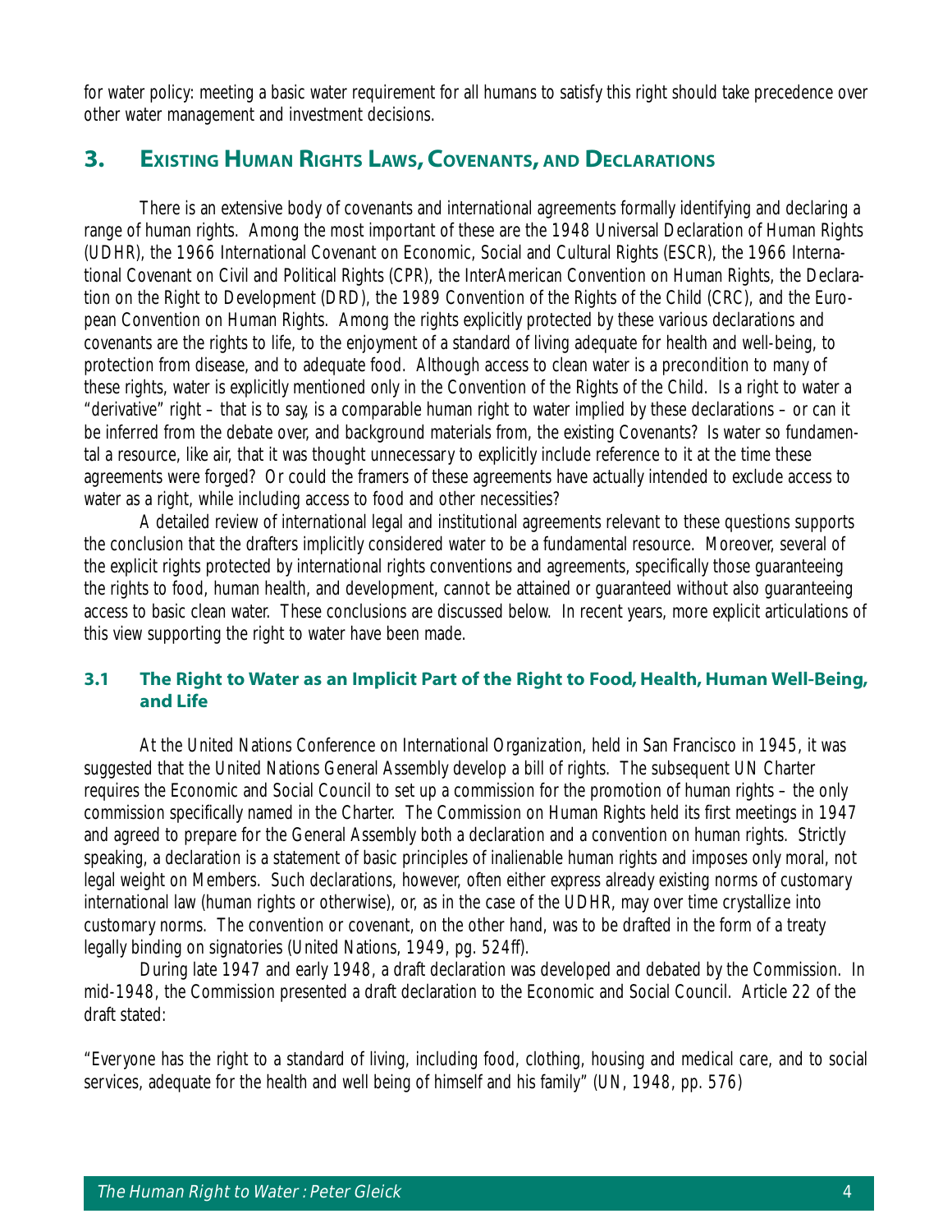for water policy: meeting a basic water requirement for all humans to satisfy this right should take precedence over other water management and investment decisions.

## 3. Existing Human Rights Laws, Covenants, and Declarations

There is an extensive body of covenants and international agreements formally identifying and declaring a range of human rights. Among the most important of these are the 1948 Universal Declaration of Human Rights (UDHR), the 1966 International Covenant on Economic, Social and Cultural Rights (ESCR), the 1966 International Covenant on Civil and Political Rights (CPR), the InterAmerican Convention on Human Rights, the Declaration on the Right to Development (DRD), the 1989 Convention of the Rights of the Child (CRC), and the European Convention on Human Rights. Among the rights explicitly protected by these various declarations and covenants are the rights to life, to the enjoyment of a standard of living adequate for health and well-being, to protection from disease, and to adequate food. Although access to clean water is a precondition to many of these rights, water is explicitly mentioned only in the Convention of the Rights of the Child. Is a right to water a "derivative" right – that is to say, is a comparable human right to water implied by these declarations – or can it be inferred from the debate over, and background materials from, the existing Covenants? Is water so fundamental a resource, like air, that it was thought unnecessary to explicitly include reference to it at the time these agreements were forged? Or could the framers of these agreements have actually intended to exclude access to water as a right, while including access to food and other necessities?

A detailed review of international legal and institutional agreements relevant to these questions supports the conclusion that the drafters implicitly considered water to be a fundamental resource. Moreover, several of the explicit rights protected by international rights conventions and agreements, specifically those guaranteeing the rights to food, human health, and development, cannot be attained or guaranteed without also guaranteeing access to basic clean water. These conclusions are discussed below. In recent years, more explicit articulations of this view supporting the right to water have been made.

### 3.1 The Right to Water as an Implicit Part of the Right to Food, Health, Human Well-Being, and Life

At the United Nations Conference on International Organization, held in San Francisco in 1945, it was suggested that the United Nations General Assembly develop a bill of rights. The subsequent UN Charter requires the Economic and Social Council to set up a commission for the promotion of human rights – the only commission specifically named in the Charter. The Commission on Human Rights held its first meetings in 1947 and agreed to prepare for the General Assembly both a declaration and a convention on human rights. Strictly speaking, a declaration is a statement of basic principles of inalienable human rights and imposes only moral, not legal weight on Members. Such declarations, however, often either express already existing norms of customary international law (human rights or otherwise), or, as in the case of the UDHR, may over time crystallize into customary norms. The convention or covenant, on the other hand, was to be drafted in the form of a treaty legally binding on signatories (United Nations, 1949, pg. 524ff).

During late 1947 and early 1948, a draft declaration was developed and debated by the Commission. In mid-1948, the Commission presented a draft declaration to the Economic and Social Council. Article 22 of the draft stated:

"Everyone has the right to a standard of living, including food, clothing, housing and medical care, and to social services, adequate for the health and well being of himself and his family" (UN, 1948, pp. 576)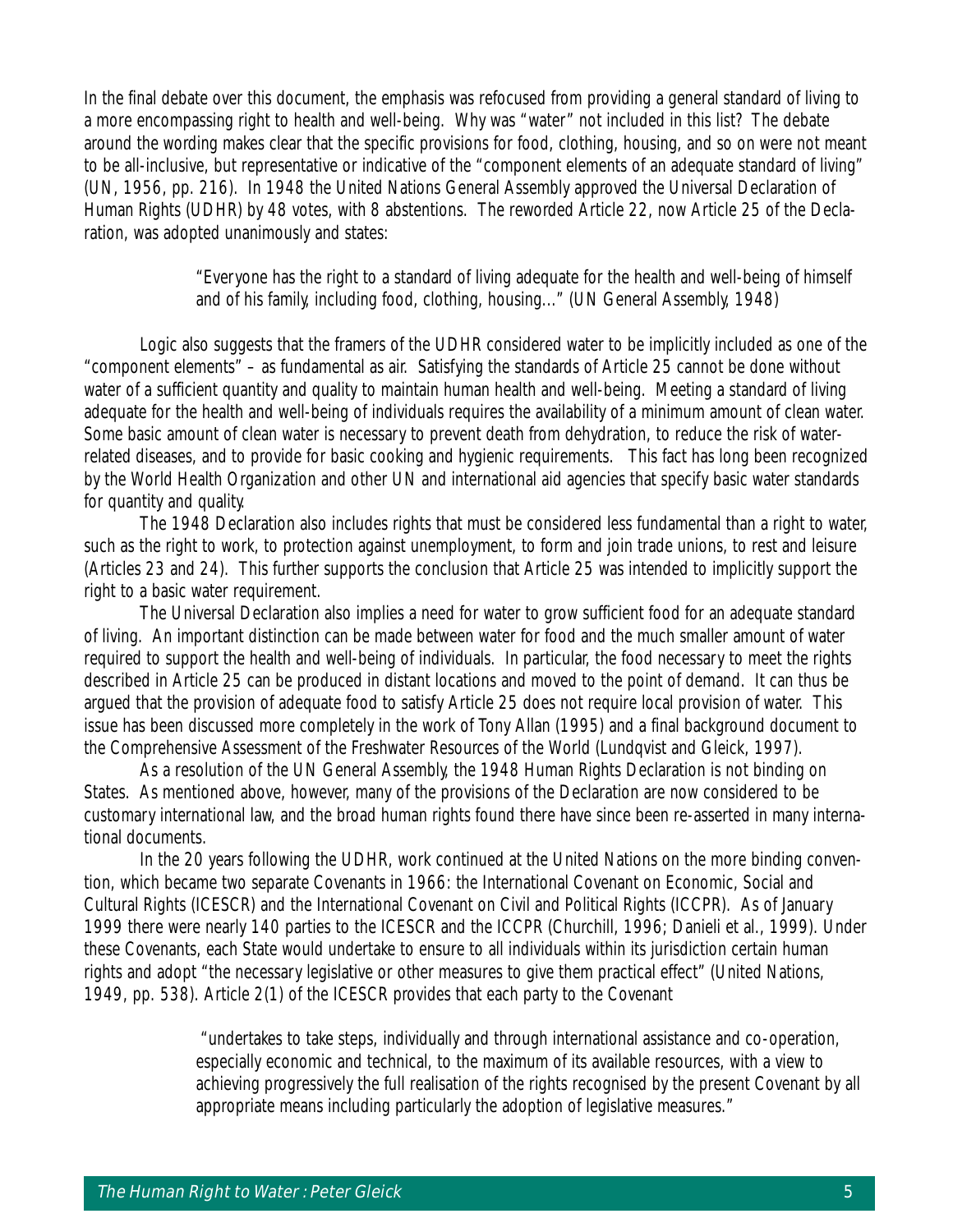In the final debate over this document, the emphasis was refocused from providing a general standard of living to a more encompassing right to health and well-being. Why was "water" not included in this list? The debate around the wording makes clear that the specific provisions for food, clothing, housing, and so on were not meant to be all-inclusive, but representative or indicative of the "component elements of an adequate standard of living" (UN, 1956, pp. 216). In 1948 the United Nations General Assembly approved the Universal Declaration of Human Rights (UDHR) by 48 votes, with 8 abstentions. The reworded Article 22, now Article 25 of the Declaration, was adopted unanimously and states:

> "Everyone has the right to a standard of living adequate for the health and well-being of himself and of his family, including food, clothing, housing…" (UN General Assembly, 1948)

Logic also suggests that the framers of the UDHR considered water to be implicitly included as one of the "component elements" – as fundamental as air. Satisfying the standards of Article 25 cannot be done without water of a sufficient quantity and quality to maintain human health and well-being. Meeting a standard of living adequate for the health and well-being of individuals requires the availability of a minimum amount of clean water. Some basic amount of clean water is necessary to prevent death from dehydration, to reduce the risk of water-related diseases, and to provide for basic cooking and hygienic requirements. This fact has long been recognized by the World Health Organization and other UN and international aid agencies that specify basic water standards for quantity and quality.

The 1948 Declaration also includes rights that must be considered less fundamental than a right to water, such as the right to work, to protection against unemployment, to form and join trade unions, to rest and leisure (Articles 23 and 24). This further supports the conclusion that Article 25 was intended to implicitly support the right to a basic water requirement.

The Universal Declaration also implies a need for water to grow sufficient food for an adequate standard of living. An important distinction can be made between water for food and the much smaller amount of water required to support the health and well-being of individuals. In particular, the food necessary to meet the rights described in Article 25 can be produced in distant locations and moved to the point of demand. It can thus be argued that the provision of adequate food to satisfy Article 25 does not require local provision of water. This issue has been discussed more completely in the work of Tony Allan (1995) and a final background document to the Comprehensive Assessment of the Freshwater Resources of the World (Lundqvist and Gleick, 1997).

As a resolution of the UN General Assembly, the 1948 Human Rights Declaration is not binding on States. As mentioned above, however, many of the provisions of the Declaration are now considered to be customary international law, and the broad human rights found there have since been re-asserted in many international documents.

In the 20 years following the UDHR, work continued at the United Nations on the more binding convention, which became two separate Covenants in 1966: the International Covenant on Economic, Social and Cultural Rights (ICESCR) and the International Covenant on Civil and Political Rights (ICCPR). As of January 1999 there were nearly 140 parties to the ICESCR and the ICCPR (Churchill, 1996; Danieli et al., 1999). Under these Covenants, each State would undertake to ensure to all individuals within its jurisdiction certain human rights and adopt "the necessary legislative or other measures to give them practical effect" (United Nations, 1949, pp. 538). Article 2(1) of the ICESCR provides that each party to the Covenant

> "undertakes to take steps, individually and through international assistance and co-operation, especially economic and technical, to the maximum of its available resources, with a view to achieving progressively the full realisation of the rights recognised by the present Covenant by all appropriate means including particularly the adoption of legislative measures."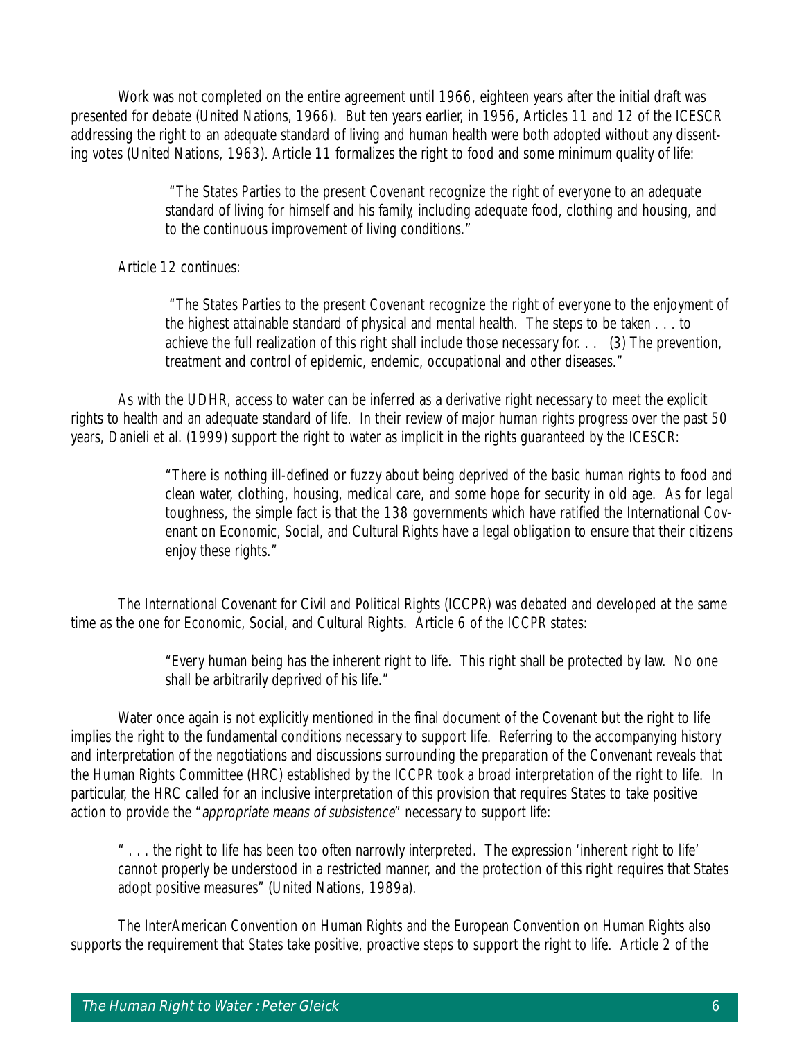Work was not completed on the entire agreement until 1966, eighteen years after the initial draft was presented for debate (United Nations, 1966). But ten years earlier, in 1956, Articles 11 and 12 of the ICESCR addressing the right to an adequate standard of living and human health were both adopted without any dissenting votes (United Nations, 1963). Article 11 formalizes the right to food and some minimum quality of life:

> "The States Parties to the present Covenant recognize the right of everyone to an adequate standard of living for himself and his family, including adequate food, clothing and housing, and to the continuous improvement of living conditions."

Article 12 continues:

> "The States Parties to the present Covenant recognize the right of everyone to the enjoyment of the highest attainable standard of physical and mental health. The steps to be taken . . . to achieve the full realization of this right shall include those necessary for. . . (3) The prevention, treatment and control of epidemic, endemic, occupational and other diseases."

As with the UDHR, access to water can be inferred as a derivative right necessary to meet the explicit rights to health and an adequate standard of life. In their review of major human rights progress over the past 50 years, Danieli et al. (1999) support the right to water as implicit in the rights guaranteed by the ICESCR:

> "There is nothing ill-defined or fuzzy about being deprived of the basic human rights to food and clean water, clothing, housing, medical care, and some hope for security in old age. As for legal toughness, the simple fact is that the 138 governments which have ratified the International Covenant on Economic, Social, and Cultural Rights have a legal obligation to ensure that their citizens enjoy these rights."

The International Covenant for Civil and Political Rights (ICCPR) was debated and developed at the same time as the one for Economic, Social, and Cultural Rights. Article 6 of the ICCPR states:

> "Every human being has the inherent right to life. This right shall be protected by law. No one shall be arbitrarily deprived of his life."

Water once again is not explicitly mentioned in the final document of the Covenant but the right to life implies the right to the fundamental conditions necessary to support life. Referring to the accompanying history and interpretation of the negotiations and discussions surrounding the preparation of the Convenant reveals that the Human Rights Committee (HRC) established by the ICCPR took a broad interpretation of the right to life. In particular, the HRC called for an inclusive interpretation of this provision that requires States to take positive action to provide the "*appropriate means of subsistence*" necessary to support life:

> " . . . the right to life has been too often narrowly interpreted. The expression 'inherent right to life' cannot properly be understood in a restricted manner, and the protection of this right requires that States adopt positive measures" (United Nations, 1989a).

The InterAmerican Convention on Human Rights and the European Convention on Human Rights also supports the requirement that States take positive, proactive steps to support the right to life. Article 2 of the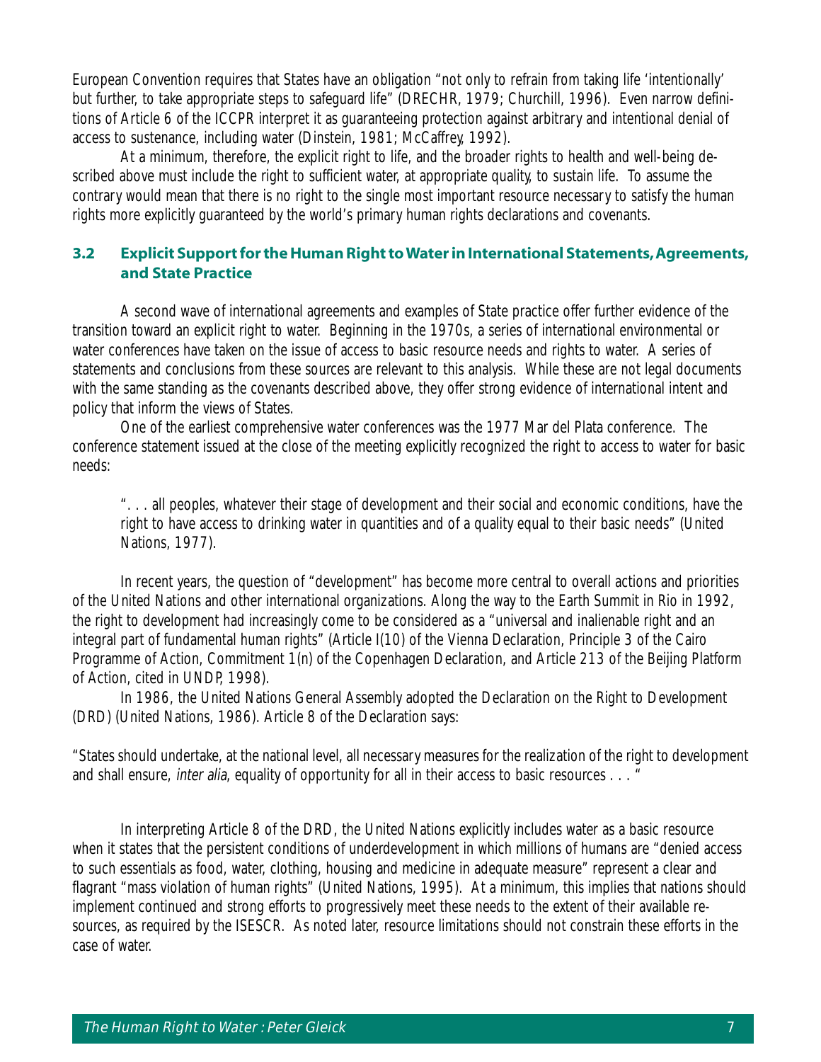European Convention requires that States have an obligation "not only to refrain from taking life 'intentionally' but further, to take appropriate steps to safeguard life" (DRECHR, 1979; Churchill, 1996). Even narrow definitions of Article 6 of the ICCPR interpret it as guaranteeing protection against arbitrary and intentional denial of access to sustenance, including water (Dinstein, 1981; McCaffrey, 1992).

At a minimum, therefore, the explicit right to life, and the broader rights to health and well-being described above must include the right to sufficient water, at appropriate quality, to sustain life. To assume the contrary would mean that there is no right to the single most important resource necessary to satisfy the human rights more explicitly guaranteed by the world's primary human rights declarations and covenants.

## 3.2 Explicit Support for the Human Right to Water in International Statements, Agreements, and State Practice

A second wave of international agreements and examples of State practice offer further evidence of the transition toward an explicit right to water. Beginning in the 1970s, a series of international environmental or water conferences have taken on the issue of access to basic resource needs and rights to water. A series of statements and conclusions from these sources are relevant to this analysis. While these are not legal documents with the same standing as the covenants described above, they offer strong evidence of international intent and policy that inform the views of States.

One of the earliest comprehensive water conferences was the 1977 Mar del Plata conference. The conference statement issued at the close of the meeting explicitly recognized the right to access to water for basic needs:

> ". . . all peoples, whatever their stage of development and their social and economic conditions, have the right to have access to drinking water in quantities and of a quality equal to their basic needs" (United Nations, 1977).

In recent years, the question of "development" has become more central to overall actions and priorities of the United Nations and other international organizations. Along the way to the Earth Summit in Rio in 1992, the right to development had increasingly come to be considered as a "universal and inalienable right and an integral part of fundamental human rights" (Article I(10) of the Vienna Declaration, Principle 3 of the Cairo Programme of Action, Commitment 1(n) of the Copenhagen Declaration, and Article 213 of the Beijing Platform of Action, cited in UNDP, 1998).

In 1986, the United Nations General Assembly adopted the Declaration on the Right to Development (DRD) (United Nations, 1986). Article 8 of the Declaration says:

"States should undertake, at the national level, all necessary measures for the realization of the right to development and shall ensure, *inter alia*, equality of opportunity for all in their access to basic resources . . . "

In interpreting Article 8 of the DRD, the United Nations explicitly includes water as a basic resource when it states that the persistent conditions of underdevelopment in which millions of humans are "denied access to such essentials as food, water, clothing, housing and medicine in adequate measure" represent a clear and flagrant "mass violation of human rights" (United Nations, 1995). At a minimum, this implies that nations should implement continued and strong efforts to progressively meet these needs to the extent of their available resources, as required by the ISESCR. As noted later, resource limitations should not constrain these efforts in the case of water.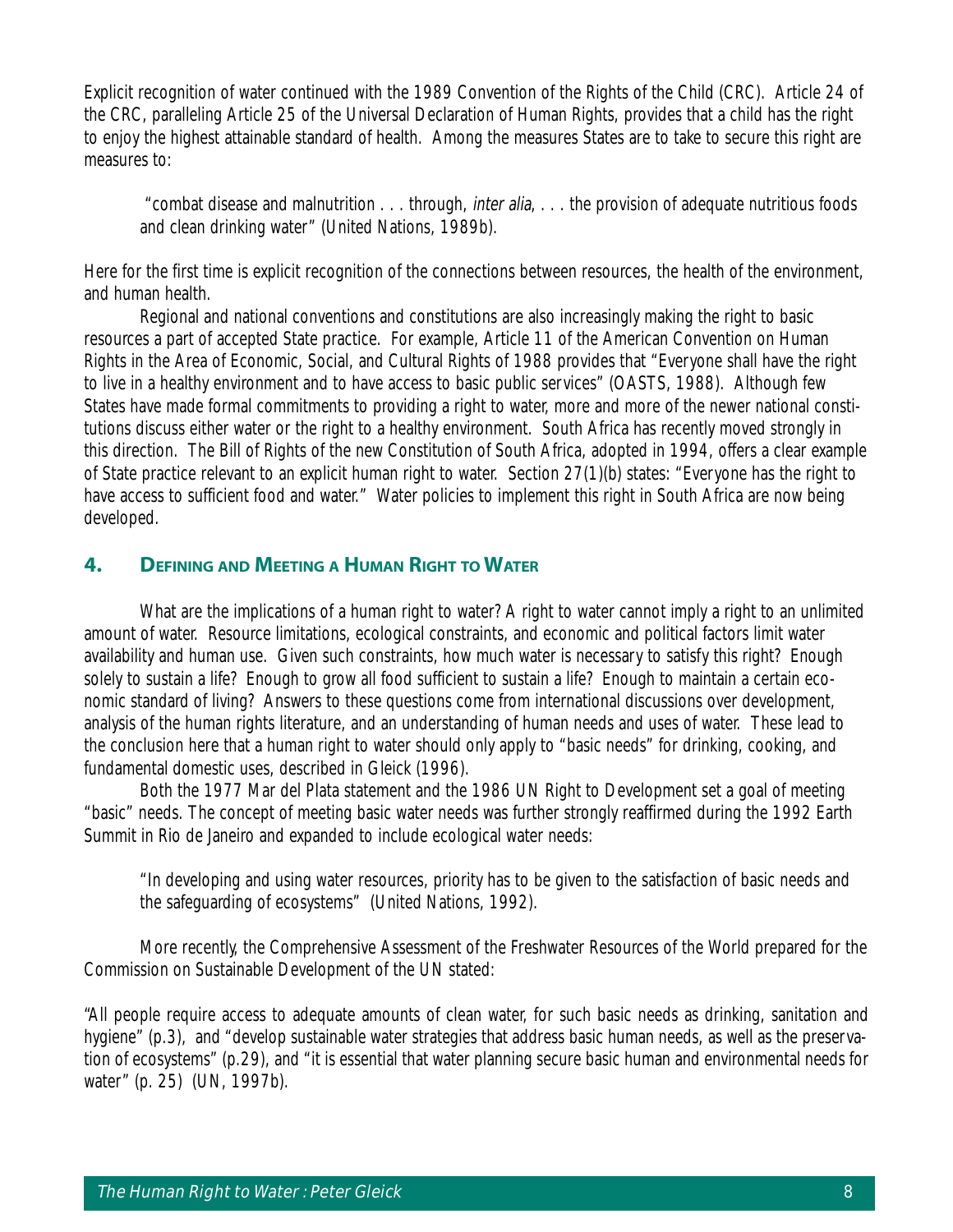Explicit recognition of water continued with the 1989 Convention of the Rights of the Child (CRC). Article 24 of the CRC, paralleling Article 25 of the Universal Declaration of Human Rights, provides that a child has the right to enjoy the highest attainable standard of health. Among the measures States are to take to secure this right are measures to:

> "combat disease and malnutrition . . . through, *inter alia*, . . . the provision of adequate nutritious foods and clean drinking water" (United Nations, 1989b).

Here for the first time is explicit recognition of the connections between resources, the health of the environment, and human health.

Regional and national conventions and constitutions are also increasingly making the right to basic resources a part of accepted State practice. For example, Article 11 of the American Convention on Human Rights in the Area of Economic, Social, and Cultural Rights of 1988 provides that "Everyone shall have the right to live in a healthy environment and to have access to basic public services" (OASTS, 1988). Although few States have made formal commitments to providing a right to water, more and more of the newer national constitutions discuss either water or the right to a healthy environment. South Africa has recently moved strongly in this direction. The Bill of Rights of the new Constitution of South Africa, adopted in 1994, offers a clear example of State practice relevant to an explicit human right to water. Section 27(1)(b) states: "Everyone has the right to have access to sufficient food and water." Water policies to implement this right in South Africa are now being developed.

## 4. Defining and Meeting a Human Right to Water

What are the implications of a human right to water? A right to water cannot imply a right to an unlimited amount of water. Resource limitations, ecological constraints, and economic and political factors limit water availability and human use. Given such constraints, how much water is necessary to satisfy this right? Enough solely to sustain a life? Enough to grow all food sufficient to sustain a life? Enough to maintain a certain economic standard of living? Answers to these questions come from international discussions over development, analysis of the human rights literature, and an understanding of human needs and uses of water. These lead to the conclusion here that a human right to water should only apply to "basic needs" for drinking, cooking, and fundamental domestic uses, described in Gleick (1996).

Both the 1977 Mar del Plata statement and the 1986 UN Right to Development set a goal of meeting "basic" needs. The concept of meeting basic water needs was further strongly reaffirmed during the 1992 Earth Summit in Rio de Janeiro and expanded to include ecological water needs:

> "In developing and using water resources, priority has to be given to the satisfaction of basic needs and the safeguarding of ecosystems" (United Nations, 1992).

More recently, the Comprehensive Assessment of the Freshwater Resources of the World prepared for the Commission on Sustainable Development of the UN stated:

"All people require access to adequate amounts of clean water, for such basic needs as drinking, sanitation and hygiene" (p.3), and "develop sustainable water strategies that address basic human needs, as well as the preservation of ecosystems" (p.29), and "it is essential that water planning secure basic human and environmental needs for water" (p. 25) (UN, 1997b).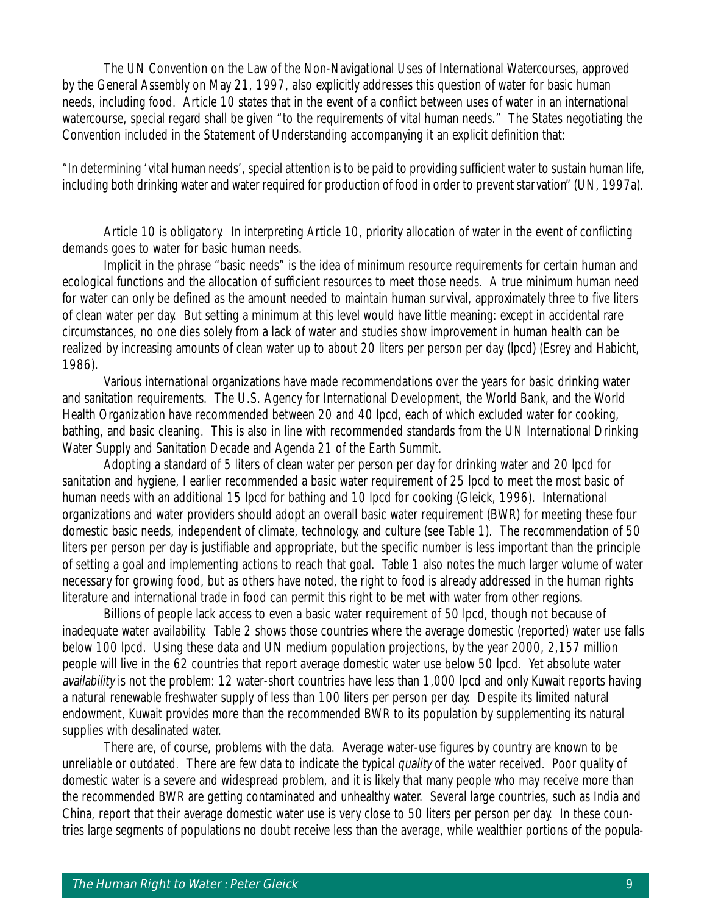The UN Convention on the Law of the Non-Navigational Uses of International Watercourses, approved by the General Assembly on May 21, 1997, also explicitly addresses this question of water for basic human needs, including food. Article 10 states that in the event of a conflict between uses of water in an international watercourse, special regard shall be given "to the requirements of vital human needs." The States negotiating the Convention included in the Statement of Understanding accompanying it an explicit definition that:

"In determining 'vital human needs', special attention is to be paid to providing sufficient water to sustain human life, including both drinking water and water required for production of food in order to prevent starvation" (UN, 1997a).

Article 10 is obligatory. In interpreting Article 10, priority allocation of water in the event of conflicting demands goes to water for basic human needs.

Implicit in the phrase "basic needs" is the idea of minimum resource requirements for certain human and ecological functions and the allocation of sufficient resources to meet those needs. A true minimum human need for water can only be defined as the amount needed to maintain human survival, approximately three to five liters of clean water per day. But setting a minimum at this level would have little meaning: except in accidental rare circumstances, no one dies solely from a lack of water and studies show improvement in human health can be realized by increasing amounts of clean water up to about 20 liters per person per day (lpcd) (Esrey and Habicht, 1986).

Various international organizations have made recommendations over the years for basic drinking water and sanitation requirements. The U.S. Agency for International Development, the World Bank, and the World Health Organization have recommended between 20 and 40 lpcd, each of which excluded water for cooking, bathing, and basic cleaning. This is also in line with recommended standards from the UN International Drinking Water Supply and Sanitation Decade and Agenda 21 of the Earth Summit.

Adopting a standard of 5 liters of clean water per person per day for drinking water and 20 lpcd for sanitation and hygiene, I earlier recommended a basic water requirement of 25 lpcd to meet the most basic of human needs with an additional 15 lpcd for bathing and 10 lpcd for cooking (Gleick, 1996). International organizations and water providers should adopt an overall basic water requirement (BWR) for meeting these four domestic basic needs, independent of climate, technology, and culture (see Table 1). The recommendation of 50 liters per person per day is justifiable and appropriate, but the specific number is less important than the principle of setting a goal and implementing actions to reach that goal. Table 1 also notes the much larger volume of water necessary for growing food, but as others have noted, the right to food is already addressed in the human rights literature and international trade in food can permit this right to be met with water from other regions.

Billions of people lack access to even a basic water requirement of 50 lpcd, though not because of inadequate water availability. Table 2 shows those countries where the average domestic (reported) water use falls below 100 lpcd. Using these data and UN medium population projections, by the year 2000, 2,157 million people will live in the 62 countries that report average domestic water use below 50 lpcd. Yet absolute water *availability* is not the problem: 12 water-short countries have less than 1,000 lpcd and only Kuwait reports having a natural renewable freshwater supply of less than 100 liters per person per day. Despite its limited natural endowment, Kuwait provides more than the recommended BWR to its population by supplementing its natural supplies with desalinated water.

There are, of course, problems with the data. Average water-use figures by country are known to be unreliable or outdated. There are few data to indicate the typical *quality* of the water received. Poor quality of domestic water is a severe and widespread problem, and it is likely that many people who may receive more than the recommended BWR are getting contaminated and unhealthy water. Several large countries, such as India and China, report that their average domestic water use is very close to 50 liters per person per day. In these countries large segments of populations no doubt receive less than the average, while wealthier portions of the popula-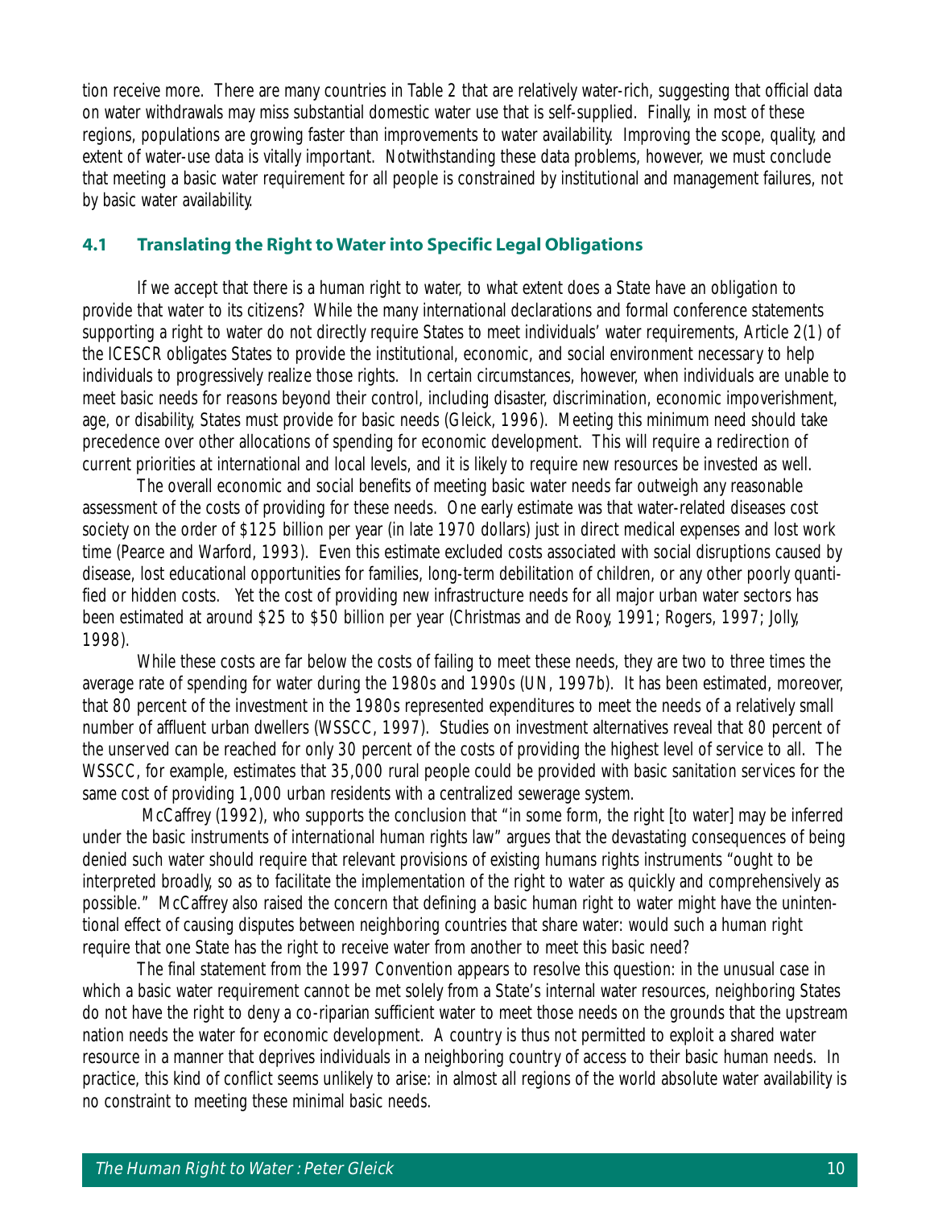tion receive more. There are many countries in Table 2 that are relatively water-rich, suggesting that official data on water withdrawals may miss substantial domestic water use that is self-supplied. Finally, in most of these regions, populations are growing faster than improvements to water availability. Improving the scope, quality, and extent of water-use data is vitally important. Notwithstanding these data problems, however, we must conclude that meeting a basic water requirement for all people is constrained by institutional and management failures, not by basic water availability.

### 4.1 Translating the Right to Water into Specific Legal Obligations

If we accept that there is a human right to water, to what extent does a State have an obligation to provide that water to its citizens? While the many international declarations and formal conference statements supporting a right to water do not directly require States to meet individuals' water requirements, Article 2(1) of the ICESCR obligates States to provide the institutional, economic, and social environment necessary to help individuals to progressively realize those rights. In certain circumstances, however, when individuals are unable to meet basic needs for reasons beyond their control, including disaster, discrimination, economic impoverishment, age, or disability, States must provide for basic needs (Gleick, 1996). Meeting this minimum need should take precedence over other allocations of spending for economic development. This will require a redirection of current priorities at international and local levels, and it is likely to require new resources be invested as well.

The overall economic and social benefits of meeting basic water needs far outweigh any reasonable assessment of the costs of providing for these needs. One early estimate was that water-related diseases cost society on the order of $125 billion per year (in late 1970 dollars) just in direct medical expenses and lost work time (Pearce and Warford, 1993). Even this estimate excluded costs associated with social disruptions caused by disease, lost educational opportunities for families, long-term debilitation of children, or any other poorly quantified or hidden costs. Yet the cost of providing new infrastructure needs for all major urban water sectors has been estimated at around $25 to $50 billion per year (Christmas and de Rooy, 1991; Rogers, 1997; Jolly, 1998).

While these costs are far below the costs of failing to meet these needs, they are two to three times the average rate of spending for water during the 1980s and 1990s (UN, 1997b). It has been estimated, moreover, that 80 percent of the investment in the 1980s represented expenditures to meet the needs of a relatively small number of affluent urban dwellers (WSSCC, 1997). Studies on investment alternatives reveal that 80 percent of the unserved can be reached for only 30 percent of the costs of providing the highest level of service to all. The WSSCC, for example, estimates that 35,000 rural people could be provided with basic sanitation services for the same cost of providing 1,000 urban residents with a centralized sewerage system.

McCaffrey (1992), who supports the conclusion that "in some form, the right [to water] may be inferred under the basic instruments of international human rights law" argues that the devastating consequences of being denied such water should require that relevant provisions of existing humans rights instruments "ought to be interpreted broadly, so as to facilitate the implementation of the right to water as quickly and comprehensively as possible." McCaffrey also raised the concern that defining a basic human right to water might have the unintentional effect of causing disputes between neighboring countries that share water: would such a human right require that one State has the right to receive water from another to meet this basic need?

The final statement from the 1997 Convention appears to resolve this question: in the unusual case in which a basic water requirement cannot be met solely from a State's internal water resources, neighboring States do not have the right to deny a co-riparian sufficient water to meet those needs on the grounds that the upstream nation needs the water for economic development. A country is thus not permitted to exploit a shared water resource in a manner that deprives individuals in a neighboring country of access to their basic human needs. In practice, this kind of conflict seems unlikely to arise: in almost all regions of the world absolute water availability is no constraint to meeting these minimal basic needs.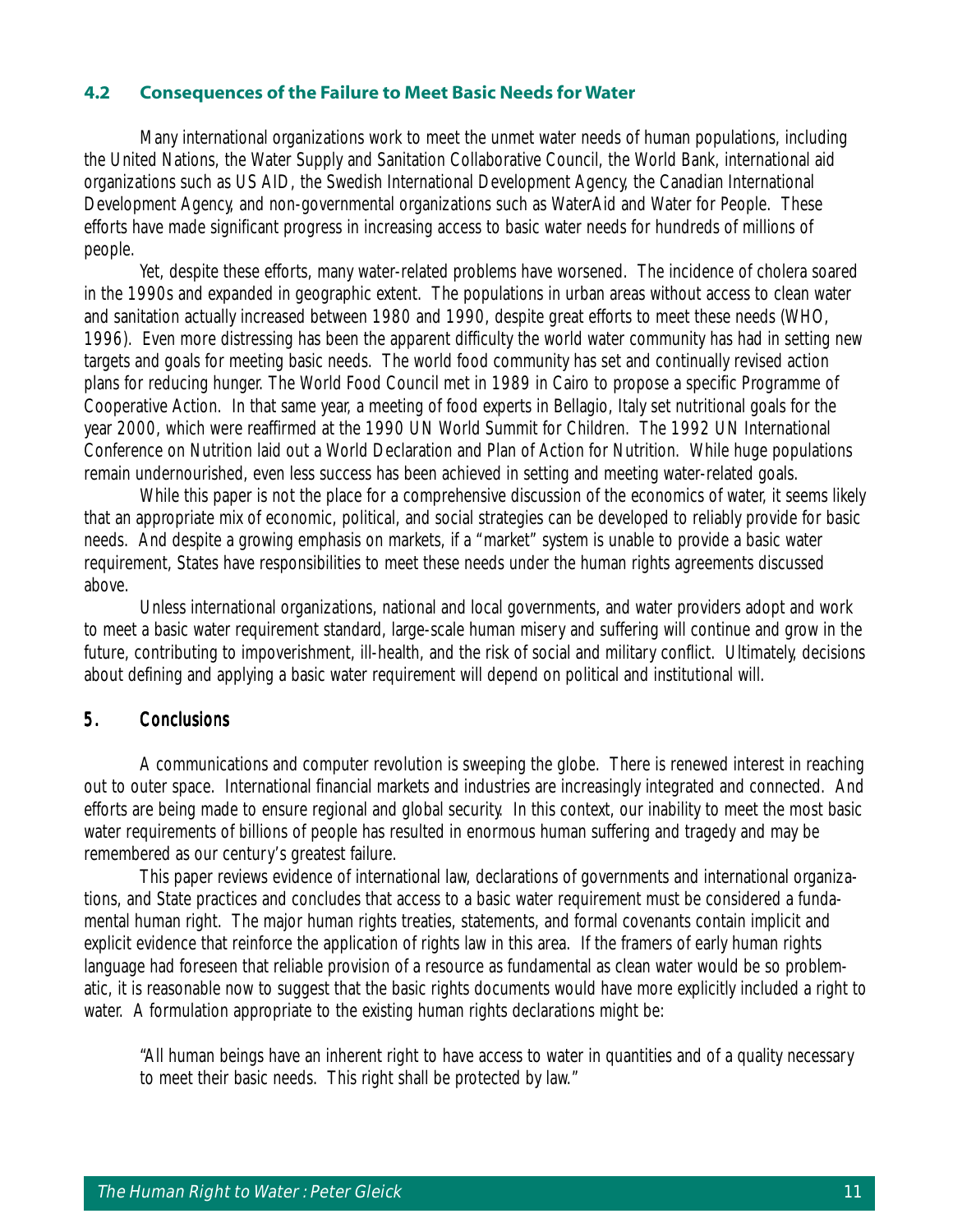### 4.2 Consequences of the Failure to Meet Basic Needs for Water

Many international organizations work to meet the unmet water needs of human populations, including the United Nations, the Water Supply and Sanitation Collaborative Council, the World Bank, international aid organizations such as US AID, the Swedish International Development Agency, the Canadian International Development Agency, and non-governmental organizations such as WaterAid and Water for People. These efforts have made significant progress in increasing access to basic water needs for hundreds of millions of people.

Yet, despite these efforts, many water-related problems have worsened. The incidence of cholera soared in the 1990s and expanded in geographic extent. The populations in urban areas without access to clean water and sanitation actually increased between 1980 and 1990, despite great efforts to meet these needs (WHO, 1996). Even more distressing has been the apparent difficulty the world water community has had in setting new targets and goals for meeting basic needs. The world food community has set and continually revised action plans for reducing hunger. The World Food Council met in 1989 in Cairo to propose a specific Programme of Cooperative Action. In that same year, a meeting of food experts in Bellagio, Italy set nutritional goals for the year 2000, which were reaffirmed at the 1990 UN World Summit for Children. The 1992 UN International Conference on Nutrition laid out a World Declaration and Plan of Action for Nutrition. While huge populations remain undernourished, even less success has been achieved in setting and meeting water-related goals.

While this paper is not the place for a comprehensive discussion of the economics of water, it seems likely that an appropriate mix of economic, political, and social strategies can be developed to reliably provide for basic needs. And despite a growing emphasis on markets, if a "market" system is unable to provide a basic water requirement, States have responsibilities to meet these needs under the human rights agreements discussed above.

Unless international organizations, national and local governments, and water providers adopt and work to meet a basic water requirement standard, large-scale human misery and suffering will continue and grow in the future, contributing to impoverishment, ill-health, and the risk of social and military conflict. Ultimately, decisions about defining and applying a basic water requirement will depend on political and institutional will.

## 5. Conclusions

A communications and computer revolution is sweeping the globe. There is renewed interest in reaching out to outer space. International financial markets and industries are increasingly integrated and connected. And efforts are being made to ensure regional and global security. In this context, our inability to meet the most basic water requirements of billions of people has resulted in enormous human suffering and tragedy and may be remembered as our century's greatest failure.

This paper reviews evidence of international law, declarations of governments and international organizations, and State practices and concludes that access to a basic water requirement must be considered a fundamental human right. The major human rights treaties, statements, and formal covenants contain implicit and explicit evidence that reinforce the application of rights law in this area. If the framers of early human rights language had foreseen that reliable provision of a resource as fundamental as clean water would be so problematic, it is reasonable now to suggest that the basic rights documents would have more explicitly included a right to water. A formulation appropriate to the existing human rights declarations might be:

> "All human beings have an inherent right to have access to water in quantities and of a quality necessary to meet their basic needs. This right shall be protected by law."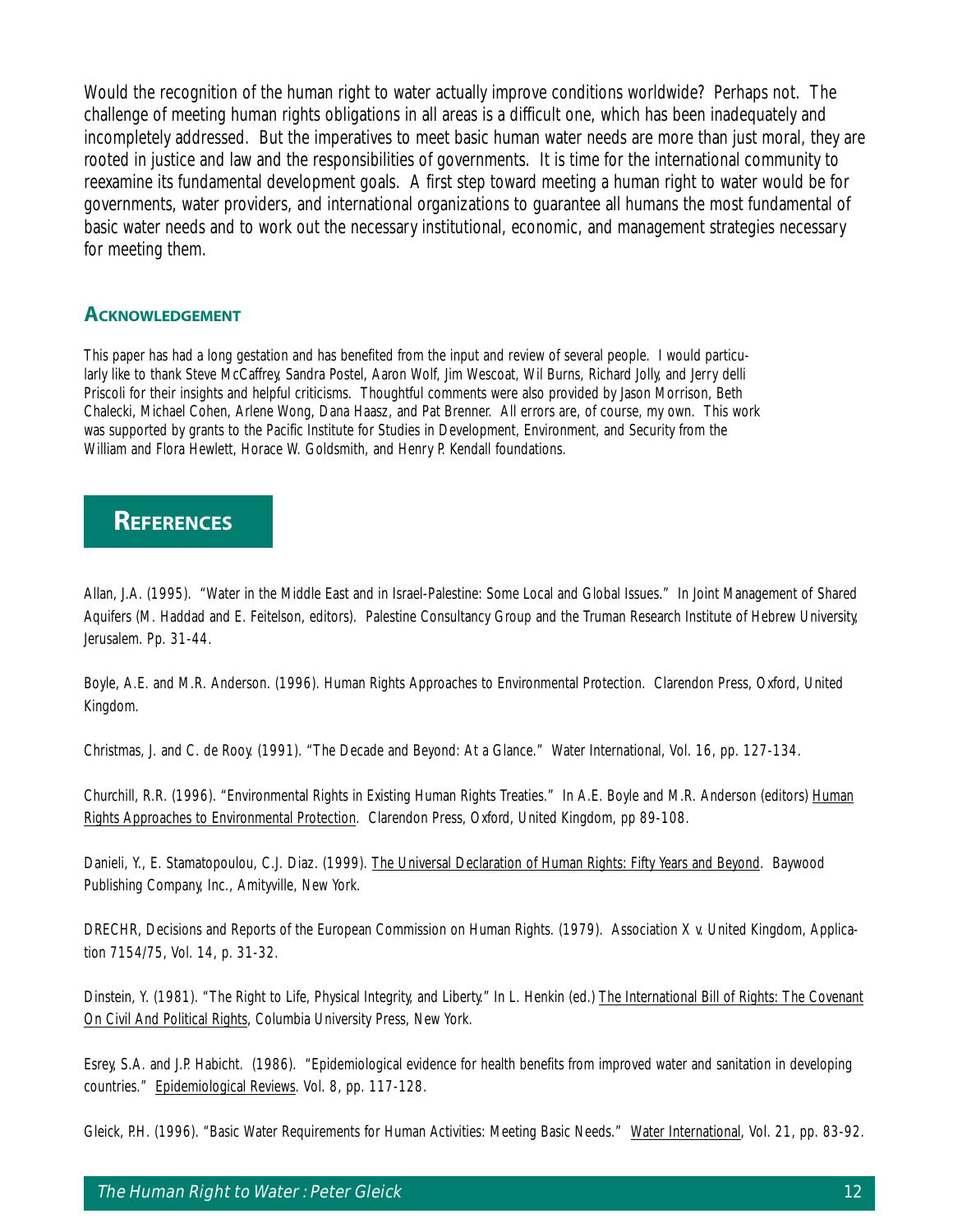Would the recognition of the human right to water actually improve conditions worldwide? Perhaps not. The challenge of meeting human rights obligations in all areas is a difficult one, which has been inadequately and incompletely addressed. But the imperatives to meet basic human water needs are more than just moral, they are rooted in justice and law and the responsibilities of governments. It is time for the international community to reexamine its fundamental development goals. A first step toward meeting a human right to water would be for governments, water providers, and international organizations to guarantee all humans the most fundamental of basic water needs and to work out the necessary institutional, economic, and management strategies necessary for meeting them.

### Acknowledgement

This paper has had a long gestation and has benefited from the input and review of several people. I would particularly like to thank Steve McCaffrey, Sandra Postel, Aaron Wolf, Jim Wescoat, Wil Burns, Richard Jolly, and Jerry delli Priscoli for their insights and helpful criticisms. Thoughtful comments were also provided by Jason Morrison, Beth Chalecki, Michael Cohen, Arlene Wong, Dana Haasz, and Pat Brenner. All errors are, of course, my own. This work was supported by grants to the Pacific Institute for Studies in Development, Environment, and Security from the William and Flora Hewlett, Horace W. Goldsmith, and Henry P. Kendall foundations.

## References

Allan, J.A. (1995). "Water in the Middle East and in Israel-Palestine: Some Local and Global Issues." In Joint Management of Shared Aquifers (M. Haddad and E. Feitelson, editors). Palestine Consultancy Group and the Truman Research Institute of Hebrew University, Jerusalem. Pp. 31-44.

Boyle, A.E. and M.R. Anderson. (1996). Human Rights Approaches to Environmental Protection. Clarendon Press, Oxford, United Kingdom.

Christmas, J. and C. de Rooy. (1991). "The Decade and Beyond: At a Glance." Water International, Vol. 16, pp. 127-134.

Churchill, R.R. (1996). "Environmental Rights in Existing Human Rights Treaties." In A.E. Boyle and M.R. Anderson (editors) Human Rights Approaches to Environmental Protection. Clarendon Press, Oxford, United Kingdom, pp 89-108.

Danieli, Y., E. Stamatopoulou, C.J. Diaz. (1999). The Universal Declaration of Human Rights: Fifty Years and Beyond. Baywood Publishing Company, Inc., Amityville, New York.

DRECHR, Decisions and Reports of the European Commission on Human Rights. (1979). Association X v. United Kingdom, Application 7154/75, Vol. 14, p. 31-32.

Dinstein, Y. (1981). "The Right to Life, Physical Integrity, and Liberty." In L. Henkin (ed.) The International Bill of Rights: The Covenant On Civil And Political Rights, Columbia University Press, New York.

Esrey, S.A. and J.P. Habicht. (1986). "Epidemiological evidence for health benefits from improved water and sanitation in developing countries." Epidemiological Reviews. Vol. 8, pp. 117-128.

Gleick, P.H. (1996). "Basic Water Requirements for Human Activities: Meeting Basic Needs." Water International, Vol. 21, pp. 83-92.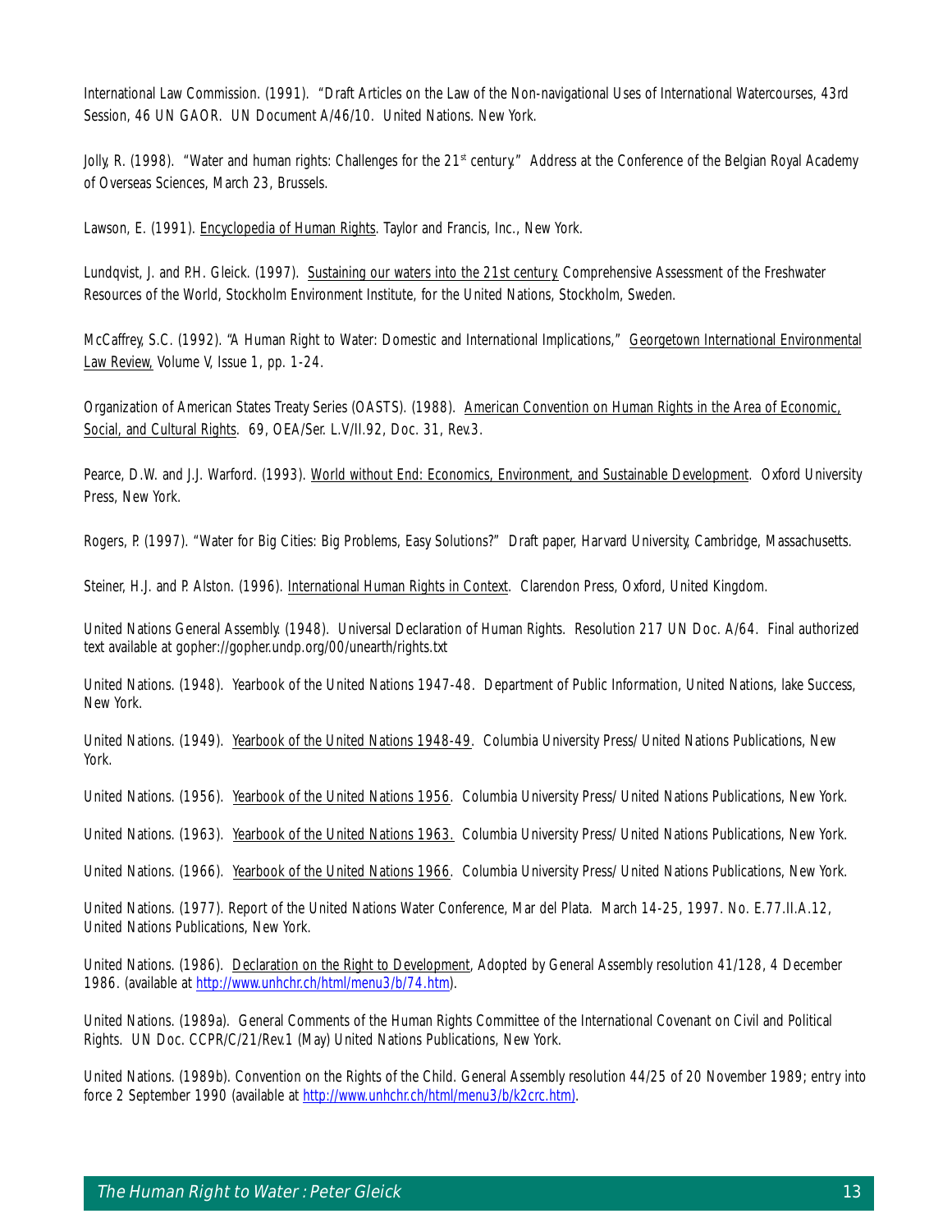International Law Commission. (1991). "Draft Articles on the Law of the Non-navigational Uses of International Watercourses, 43rd Session, 46 UN GAOR. UN Document A/46/10. United Nations. New York.

Jolly, R. (1998). "Water and human rights: Challenges for the 21st century." Address at the Conference of the Belgian Royal Academy of Overseas Sciences, March 23, Brussels.

Lawson, E. (1991). Encyclopedia of Human Rights. Taylor and Francis, Inc., New York.

Lundqvist, J. and P.H. Gleick. (1997). Sustaining our waters into the 21st century. Comprehensive Assessment of the Freshwater Resources of the World, Stockholm Environment Institute, for the United Nations, Stockholm, Sweden.

McCaffrey, S.C. (1992). "A Human Right to Water: Domestic and International Implications," Georgetown International Environmental Law Review, Volume V, Issue 1, pp. 1-24.

Organization of American States Treaty Series (OASTS). (1988). American Convention on Human Rights in the Area of Economic, Social, and Cultural Rights. 69, OEA/Ser. L.V/II.92, Doc. 31, Rev.3.

Pearce, D.W. and J.J. Warford. (1993). World without End: Economics, Environment, and Sustainable Development. Oxford University Press, New York.

Rogers, P. (1997). "Water for Big Cities: Big Problems, Easy Solutions?" Draft paper, Harvard University, Cambridge, Massachusetts.

Steiner, H.J. and P. Alston. (1996). International Human Rights in Context. Clarendon Press, Oxford, United Kingdom.

United Nations General Assembly. (1948). Universal Declaration of Human Rights. Resolution 217 UN Doc. A/64. Final authorized text available at gopher://gopher.undp.org/00/unearth/rights.txt

United Nations. (1948). Yearbook of the United Nations 1947-48. Department of Public Information, United Nations, lake Success, New York.

United Nations. (1949). Yearbook of the United Nations 1948-49. Columbia University Press/ United Nations Publications, New York.

United Nations. (1956). Yearbook of the United Nations 1956. Columbia University Press/ United Nations Publications, New York.

United Nations. (1963). Yearbook of the United Nations 1963. Columbia University Press/ United Nations Publications, New York.

United Nations. (1966). Yearbook of the United Nations 1966. Columbia University Press/ United Nations Publications, New York.

United Nations. (1977). Report of the United Nations Water Conference, Mar del Plata. March 14-25, 1997. No. E.77.II.A.12, United Nations Publications, New York.

United Nations. (1986). Declaration on the Right to Development, Adopted by General Assembly resolution 41/128, 4 December 1986. (available at http://www.unhchr.ch/html/menu3/b/74.htm).

United Nations. (1989a). General Comments of the Human Rights Committee of the International Covenant on Civil and Political Rights. UN Doc. CCPR/C/21/Rev.1 (May) United Nations Publications, New York.

United Nations. (1989b). Convention on the Rights of the Child. General Assembly resolution 44/25 of 20 November 1989; entry into force 2 September 1990 (available at http://www.unhchr.ch/html/menu3/b/k2crc.htm).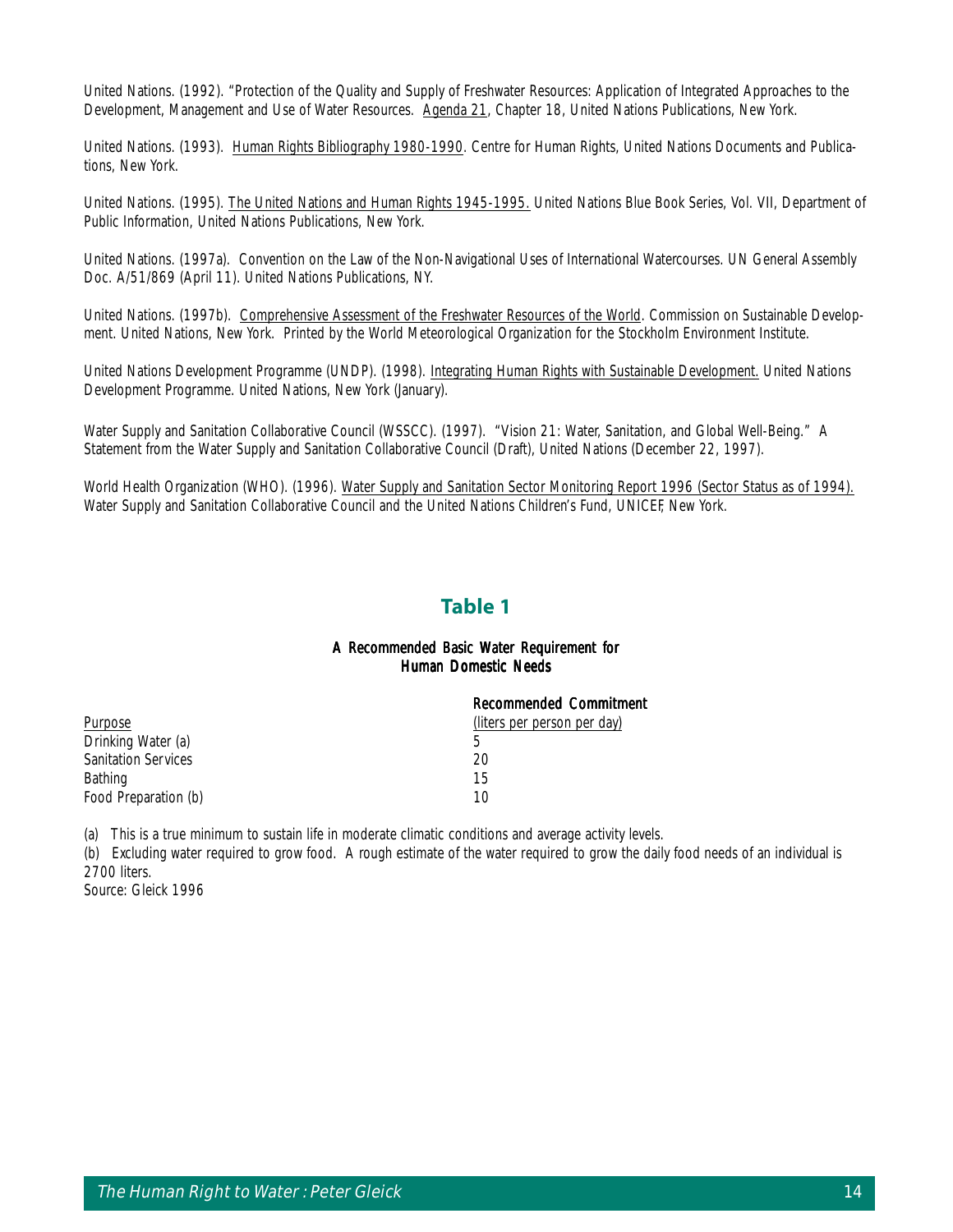United Nations. (1992). "Protection of the Quality and Supply of Freshwater Resources: Application of Integrated Approaches to the Development, Management and Use of Water Resources. Agenda 21, Chapter 18, United Nations Publications, New York.

United Nations. (1993). Human Rights Bibliography 1980-1990. Centre for Human Rights, United Nations Documents and Publications, New York.

United Nations. (1995). The United Nations and Human Rights 1945-1995. United Nations Blue Book Series, Vol. VII, Department of Public Information, United Nations Publications, New York.

United Nations. (1997a). Convention on the Law of the Non-Navigational Uses of International Watercourses. UN General Assembly Doc. A/51/869 (April 11). United Nations Publications, NY.

United Nations. (1997b). Comprehensive Assessment of the Freshwater Resources of the World. Commission on Sustainable Development. United Nations, New York. Printed by the World Meteorological Organization for the Stockholm Environment Institute.

United Nations Development Programme (UNDP). (1998). Integrating Human Rights with Sustainable Development. United Nations Development Programme. United Nations, New York (January).

Water Supply and Sanitation Collaborative Council (WSSCC). (1997). "Vision 21: Water, Sanitation, and Global Well-Being." A Statement from the Water Supply and Sanitation Collaborative Council (Draft), United Nations (December 22, 1997).

World Health Organization (WHO). (1996). Water Supply and Sanitation Sector Monitoring Report 1996 (Sector Status as of 1994). Water Supply and Sanitation Collaborative Council and the United Nations Children's Fund, UNICEF, New York.

## Table 1

**A Recommended Basic Water Requirement for Human Domestic Needs**

| Purpose | Recommended Commitment (liters per person per day) |
|---|---|
| Drinking Water (a) | 5 |
| Sanitation Services | 20 |
| Bathing | 15 |
| Food Preparation (b) | 10 |

(a) This is a true minimum to sustain life in moderate climatic conditions and average activity levels.
(b) Excluding water required to grow food. A rough estimate of the water required to grow the daily food needs of an individual is 2700 liters.
Source: Gleick 1996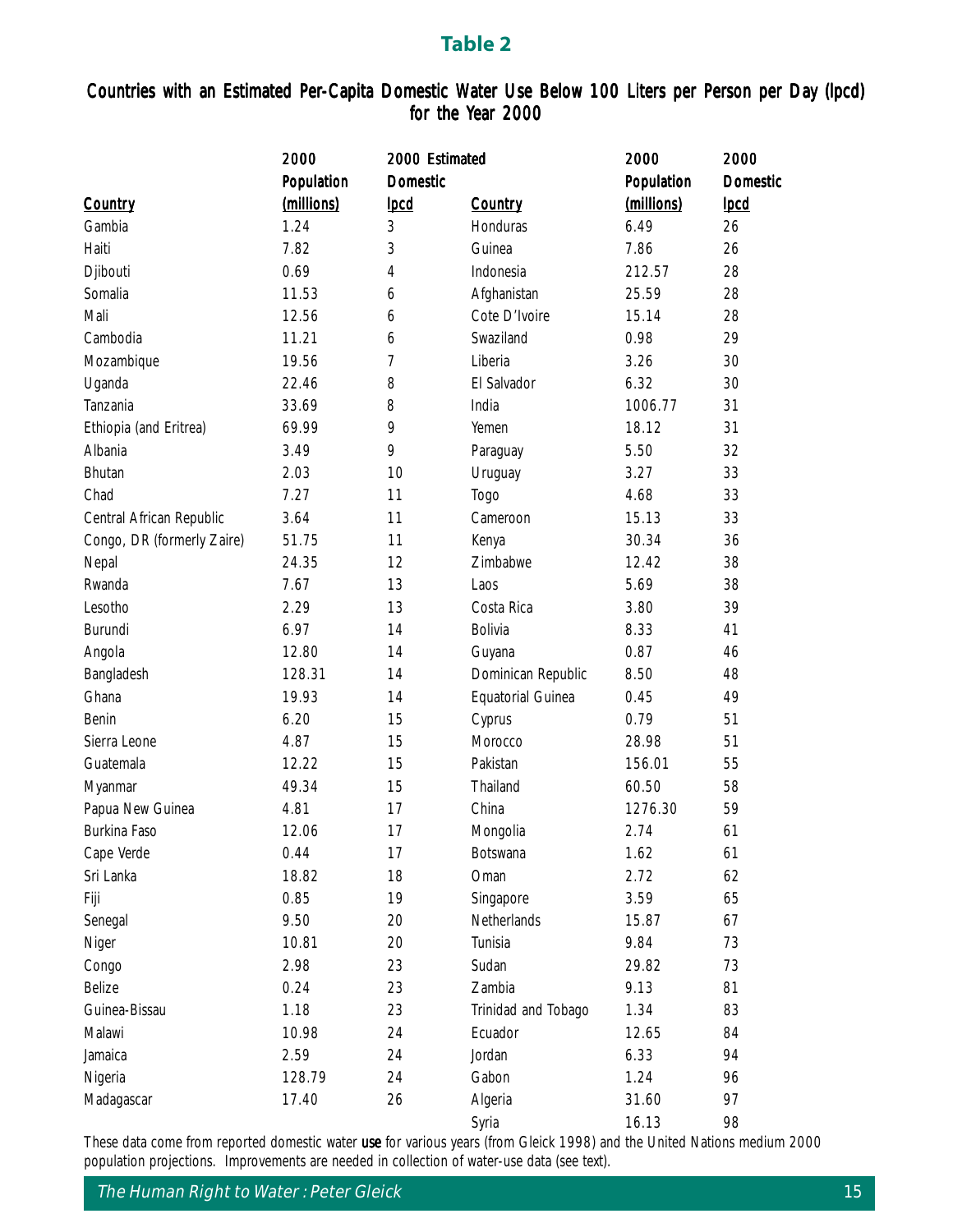## Table 2

### Countries with an Estimated Per-Capita Domestic Water Use Below 100 Liters per Person per Day (lpcd) for the Year 2000

| Country | 2000 Population (millions) | 2000 Estimated Domestic lpcd | Country | 2000 Population (millions) | 2000 Domestic lpcd |
|---|---|---|---|---|---|
| Gambia | 1.24 | 3 | Honduras | 6.49 | 26 |
| Haiti | 7.82 | 3 | Guinea | 7.86 | 26 |
| Djibouti | 0.69 | 4 | Indonesia | 212.57 | 28 |
| Somalia | 11.53 | 6 | Afghanistan | 25.59 | 28 |
| Mali | 12.56 | 6 | Cote D'Ivoire | 15.14 | 28 |
| Cambodia | 11.21 | 6 | Swaziland | 0.98 | 29 |
| Mozambique | 19.56 | 7 | Liberia | 3.26 | 30 |
| Uganda | 22.46 | 8 | El Salvador | 6.32 | 30 |
| Tanzania | 33.69 | 8 | India | 1006.77 | 31 |
| Ethiopia (and Eritrea) | 69.99 | 9 | Yemen | 18.12 | 31 |
| Albania | 3.49 | 9 | Paraguay | 5.50 | 32 |
| Bhutan | 2.03 | 10 | Uruguay | 3.27 | 33 |
| Chad | 7.27 | 11 | Togo | 4.68 | 33 |
| Central African Republic | 3.64 | 11 | Cameroon | 15.13 | 33 |
| Congo, DR (formerly Zaire) | 51.75 | 11 | Kenya | 30.34 | 36 |
| Nepal | 24.35 | 12 | Zimbabwe | 12.42 | 38 |
| Rwanda | 7.67 | 13 | Laos | 5.69 | 38 |
| Lesotho | 2.29 | 13 | Costa Rica | 3.80 | 39 |
| Burundi | 6.97 | 14 | Bolivia | 8.33 | 41 |
| Angola | 12.80 | 14 | Guyana | 0.87 | 46 |
| Bangladesh | 128.31 | 14 | Dominican Republic | 8.50 | 48 |
| Ghana | 19.93 | 14 | Equatorial Guinea | 0.45 | 49 |
| Benin | 6.20 | 15 | Cyprus | 0.79 | 51 |
| Sierra Leone | 4.87 | 15 | Morocco | 28.98 | 51 |
| Guatemala | 12.22 | 15 | Pakistan | 156.01 | 55 |
| Myanmar | 49.34 | 15 | Thailand | 60.50 | 58 |
| Papua New Guinea | 4.81 | 17 | China | 1276.30 | 59 |
| Burkina Faso | 12.06 | 17 | Mongolia | 2.74 | 61 |
| Cape Verde | 0.44 | 17 | Botswana | 1.62 | 61 |
| Sri Lanka | 18.82 | 18 | Oman | 2.72 | 62 |
| Fiji | 0.85 | 19 | Singapore | 3.59 | 65 |
| Senegal | 9.50 | 20 | Netherlands | 15.87 | 67 |
| Niger | 10.81 | 20 | Tunisia | 9.84 | 73 |
| Congo | 2.98 | 23 | Sudan | 29.82 | 73 |
| Belize | 0.24 | 23 | Zambia | 9.13 | 81 |
| Guinea-Bissau | 1.18 | 23 | Trinidad and Tobago | 1.34 | 83 |
| Malawi | 10.98 | 24 | Ecuador | 12.65 | 84 |
| Jamaica | 2.59 | 24 | Jordan | 6.33 | 94 |
| Nigeria | 128.79 | 24 | Gabon | 1.24 | 96 |
| Madagascar | 17.40 | 26 | Algeria | 31.60 | 97 |
| | | | Syria | 16.13 | 98 |

These data come from reported domestic water use for various years (from Gleick 1998) and the United Nations medium 2000 population projections. Improvements are needed in collection of water-use data (see text).